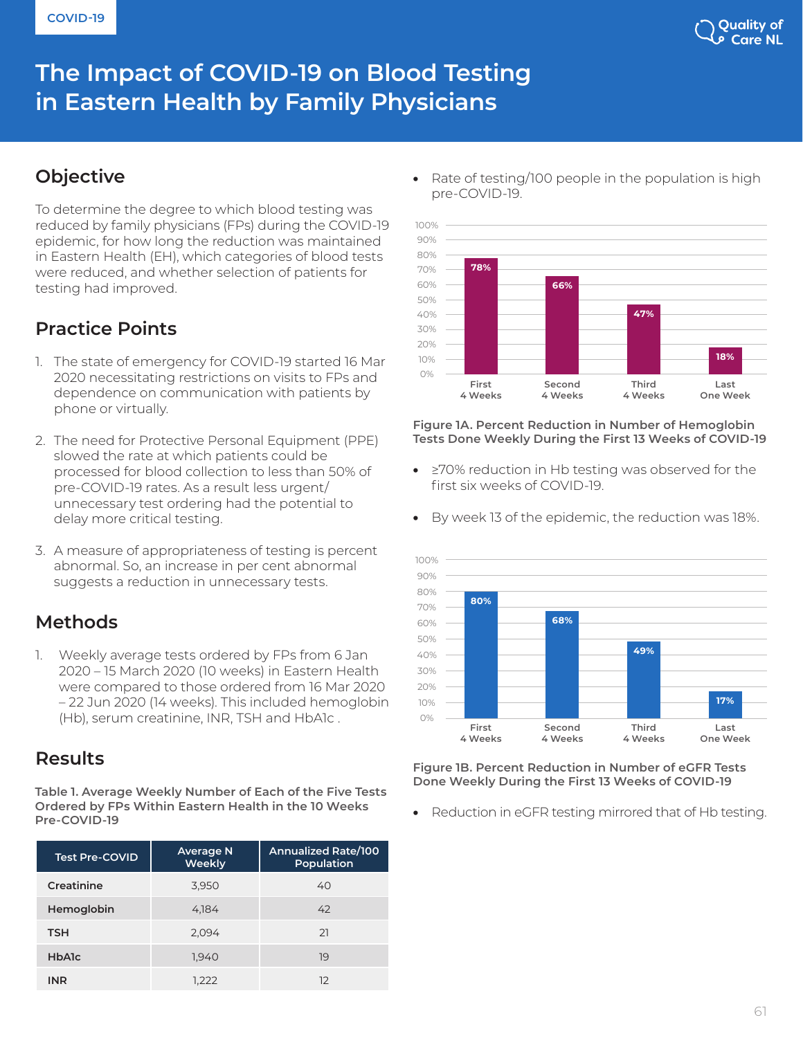COVID-19

# The Impact of COVID-19 on Blood Testing in Eastern Health by Family Physicians

## Objective

To determine the degree to which blood testing was reduced by family physicians (FPs) during the COVID-19 epidemic, for how long the reduction was maintained in Eastern Health (EH), which categories of blood tests were reduced, and whether selection of patients for testing had improved.

## Practice Points

1. The state of emergency for COVID-19 started 16 Mar 2020 necessitating restrictions on visits to FPs and dependence on communication with patients by phone or virtually.
2. The need for Protective Personal Equipment (PPE) slowed the rate at which patients could be processed for blood collection to less than 50% of pre-COVID-19 rates. As a result less urgent/ unnecessary test ordering had the potential to delay more critical testing.
3. A measure of appropriateness of testing is percent abnormal. So, an increase in per cent abnormal suggests a reduction in unnecessary tests.

## Methods

1. Weekly average tests ordered by FPs from 6 Jan 2020 – 15 March 2020 (10 weeks) in Eastern Health were compared to those ordered from 16 Mar 2020 – 22 Jun 2020 (14 weeks). This included hemoglobin (Hb), serum creatinine, INR, TSH and HbA1c .

## Results

**Table 1. Average Weekly Number of Each of the Five Tests Ordered by FPs Within Eastern Health in the 10 Weeks Pre-COVID-19**

| Test Pre-COVID | Average N Weekly | Annualized Rate/100 Population |
|---|---|---|
| Creatinine | 3,950 | 40 |
| Hemoglobin | 4,184 | 42 |
| TSH | 2,094 | 21 |
| HbA1c | 1,940 | 19 |
| INR | 1,222 | 12 |

- Rate of testing/100 people in the population is high pre-COVID-19.

| Period | Percent Reduction |
|---|---|
| First 4 Weeks | 78% |
| Second 4 Weeks | 66% |
| Third 4 Weeks | 47% |
| Last One Week | 18% |

**Figure 1A. Percent Reduction in Number of Hemoglobin Tests Done Weekly During the First 13 Weeks of COVID-19**

- ≥70% reduction in Hb testing was observed for the first six weeks of COVID-19.
- By week 13 of the epidemic, the reduction was 18%.

| Period | Percent Reduction |
|---|---|
| First 4 Weeks | 80% |
| Second 4 Weeks | 68% |
| Third 4 Weeks | 49% |
| Last One Week | 17% |

**Figure 1B. Percent Reduction in Number of eGFR Tests Done Weekly During the First 13 Weeks of COVID-19**

- Reduction in eGFR testing mirrored that of Hb testing.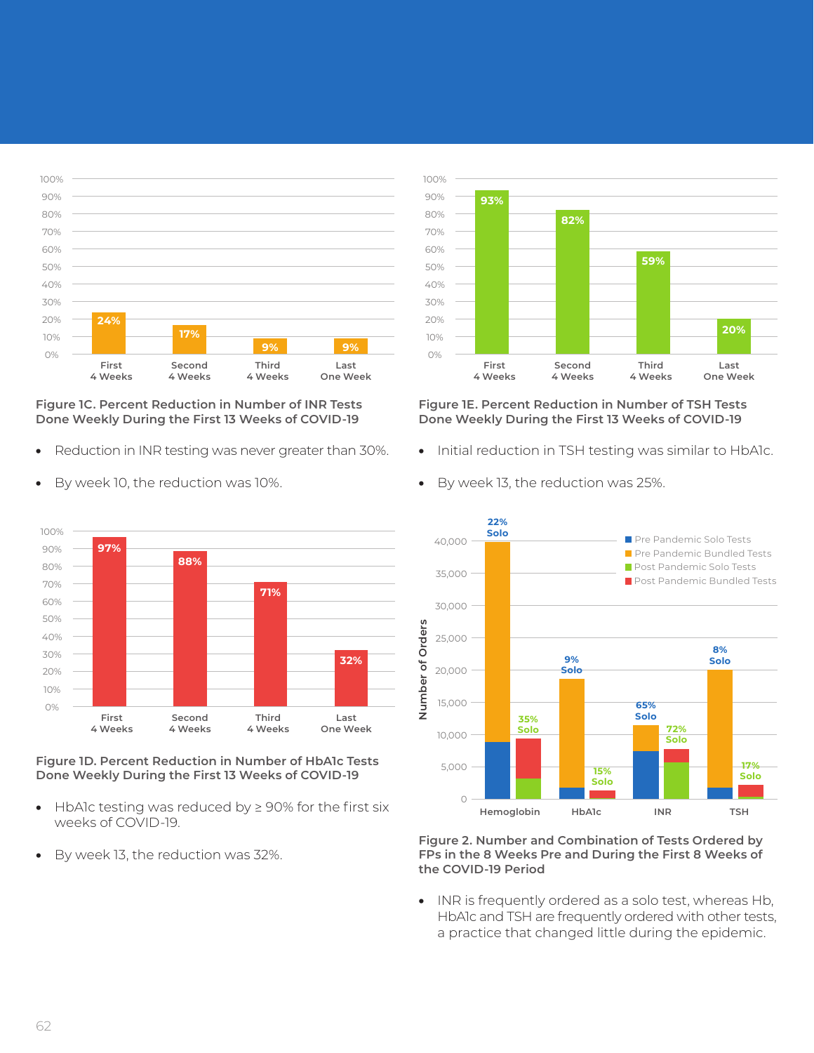| | First 4 Weeks | Second 4 Weeks | Third 4 Weeks | Last One Week |
|---|---|---|---|---|
| INR | 24% | 17% | 9% | 9% |

**Figure 1C. Percent Reduction in Number of INR Tests Done Weekly During the First 13 Weeks of COVID-19**

- Reduction in INR testing was never greater than 30%.
- By week 10, the reduction was 10%.

| | First 4 Weeks | Second 4 Weeks | Third 4 Weeks | Last One Week |
|---|---|---|---|---|
| HbA1c | 97% | 88% | 71% | 32% |

**Figure 1D. Percent Reduction in Number of HbA1c Tests Done Weekly During the First 13 Weeks of COVID-19**

- HbA1c testing was reduced by ≥ 90% for the first six weeks of COVID-19.
- By week 13, the reduction was 32%.

| | First 4 Weeks | Second 4 Weeks | Third 4 Weeks | Last One Week |
|---|---|---|---|---|
| TSH | 93% | 82% | 59% | 20% |

**Figure 1E. Percent Reduction in Number of TSH Tests Done Weekly During the First 13 Weeks of COVID-19**

- Initial reduction in TSH testing was similar to HbA1c.
- By week 13, the reduction was 25%.

| | Pre Pandemic Solo | Post Pandemic Solo |
|---|---|---|
| Hemoglobin | 22% Solo | 35% Solo |
| HbA1c | 9% Solo | 15% Solo |
| INR | 65% Solo | 72% Solo |
| TSH | 8% Solo | 17% Solo |

**Figure 2. Number and Combination of Tests Ordered by FPs in the 8 Weeks Pre and During the First 8 Weeks of the COVID-19 Period**

- INR is frequently ordered as a solo test, whereas Hb, HbA1c and TSH are frequently ordered with other tests, a practice that changed little during the epidemic.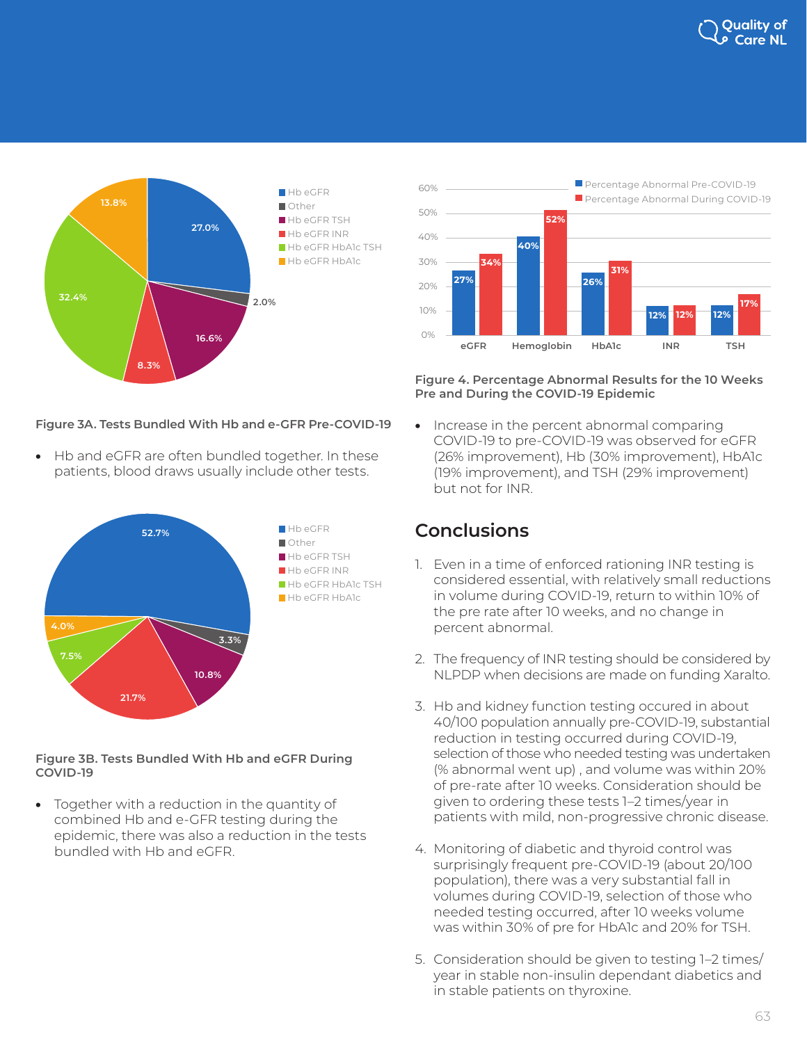Hb eGFR
Other
Hb eGFR TSH
Hb eGFR INR
Hb eGFR HbA1c TSH
Hb eGFR HbA1c

27.0%
2.0%
16.6%
8.3%
32.4%
13.8%

**Figure 3A. Tests Bundled With Hb and e-GFR Pre-COVID-19**

- Hb and eGFR are often bundled together. In these patients, blood draws usually include other tests.

Hb eGFR
Other
Hb eGFR TSH
Hb eGFR INR
Hb eGFR HbA1c TSH
Hb eGFR HbA1c

52.7%
3.3%
10.8%
21.7%
7.5%
4.0%

**Figure 3B. Tests Bundled With Hb and eGFR During COVID-19**

- Together with a reduction in the quantity of combined Hb and e-GFR testing during the epidemic, there was also a reduction in the tests bundled with Hb and eGFR.

Percentage Abnormal Pre-COVID-19
Percentage Abnormal During COVID-19

60%
50%
40%
30%
20%
10%
0%

eGFR: 27%, 34%
Hemoglobin: 40%, 52%
HbA1c: 26%, 31%
INR: 12%, 12%
TSH: 12%, 17%

**Figure 4. Percentage Abnormal Results for the 10 Weeks Pre and During the COVID-19 Epidemic**

- Increase in the percent abnormal comparing COVID-19 to pre-COVID-19 was observed for eGFR (26% improvement), Hb (30% improvement), HbA1c (19% improvement), and TSH (29% improvement) but not for INR.

## Conclusions

1. Even in a time of enforced rationing INR testing is considered essential, with relatively small reductions in volume during COVID-19, return to within 10% of the pre rate after 10 weeks, and no change in percent abnormal.
2. The frequency of INR testing should be considered by NLPDP when decisions are made on funding Xaralto.
3. Hb and kidney function testing occured in about 40/100 population annually pre-COVID-19, substantial reduction in testing occurred during COVID-19, selection of those who needed testing was undertaken (% abnormal went up) , and volume was within 20% of pre-rate after 10 weeks. Consideration should be given to ordering these tests 1–2 times/year in patients with mild, non-progressive chronic disease.
4. Monitoring of diabetic and thyroid control was surprisingly frequent pre-COVID-19 (about 20/100 population), there was a very substantial fall in volumes during COVID-19, selection of those who needed testing occurred, after 10 weeks volume was within 30% of pre for HbA1c and 20% for TSH.
5. Consideration should be given to testing 1–2 times/ year in stable non-insulin dependant diabetics and in stable patients on thyroxine.